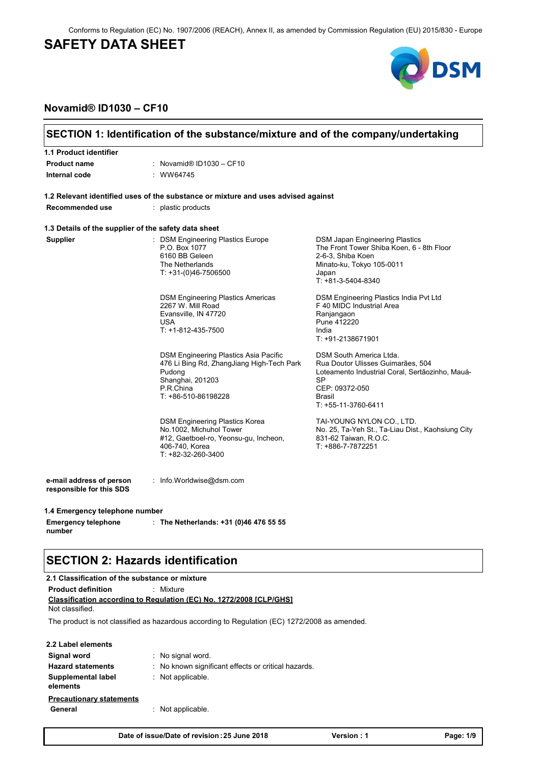Conforms to Regulation (EC) No. 1907/2006 (REACH), Annex II, as amended by Commission Regulation (EU) 2015/830 - Europe

# SAFETY DATA SHEET

## Novamid® ID1030 – CF10

## SECTION 1: Identification of the substance/mixture and of the company/undertaking

### 1.1 Product identifier

**Product name** : Novamid® ID1030 – CF10

**Internal code** : WW64745

### 1.2 Relevant identified uses of the substance or mixture and uses advised against

**Recommended use** : plastic products

### 1.3 Details of the supplier of the safety data sheet

**Supplier** :

DSM Engineering Plastics Europe
P.O. Box 1077
6160 BB Geleen
The Netherlands
T: +31-(0)46-7506500

DSM Japan Engineering Plastics
The Front Tower Shiba Koen, 6 - 8th Floor
2-6-3, Shiba Koen
Minato-ku, Tokyo 105-0011
Japan
T: +81-3-5404-8340

DSM Engineering Plastics Americas
2267 W. Mill Road
Evansville, IN 47720
USA
T: +1-812-435-7500

DSM Engineering Plastics India Pvt Ltd
F 40 MIDC Industrial Area
Ranjangaon
Pune 412220
India
T: +91-2138671901

DSM Engineering Plastics Asia Pacific
476 Li Bing Rd, ZhangJiang High-Tech Park
Pudong
Shanghai, 201203
P.R.China
T: +86-510-86198228

DSM South America Ltda.
Rua Doutor Ulisses Guimarães, 504
Loteamento Industrial Coral, Sertãozinho, Mauá-SP
CEP: 09372-050
Brasil
T: +55-11-3760-6411

DSM Engineering Plastics Korea
No.1002, Michuhol Tower
#12, Gaetboel-ro, Yeonsu-gu, Incheon,
406-740, Korea
T: +82-32-260-3400

TAI-YOUNG NYLON CO., LTD.
No. 25, Ta-Yeh St., Ta-Liau Dist., Kaohsiung City
831-62 Taiwan, R.O.C.
T: +886-7-7872251

**e-mail address of person responsible for this SDS** : Info.Worldwise@dsm.com

### 1.4 Emergency telephone number

**Emergency telephone number** : **The Netherlands: +31 (0)46 476 55 55**

## SECTION 2: Hazards identification

### 2.1 Classification of the substance or mixture

**Product definition** : Mixture

**Classification according to Regulation (EC) No. 1272/2008 [CLP/GHS]**

Not classified.

The product is not classified as hazardous according to Regulation (EC) 1272/2008 as amended.

### 2.2 Label elements

**Signal word** : No signal word.

**Hazard statements** : No known significant effects or critical hazards.

**Supplemental label elements** : Not applicable.

**Precautionary statements**

**General** : Not applicable.

Date of issue/Date of revision : 25 June 2018 — Version : 1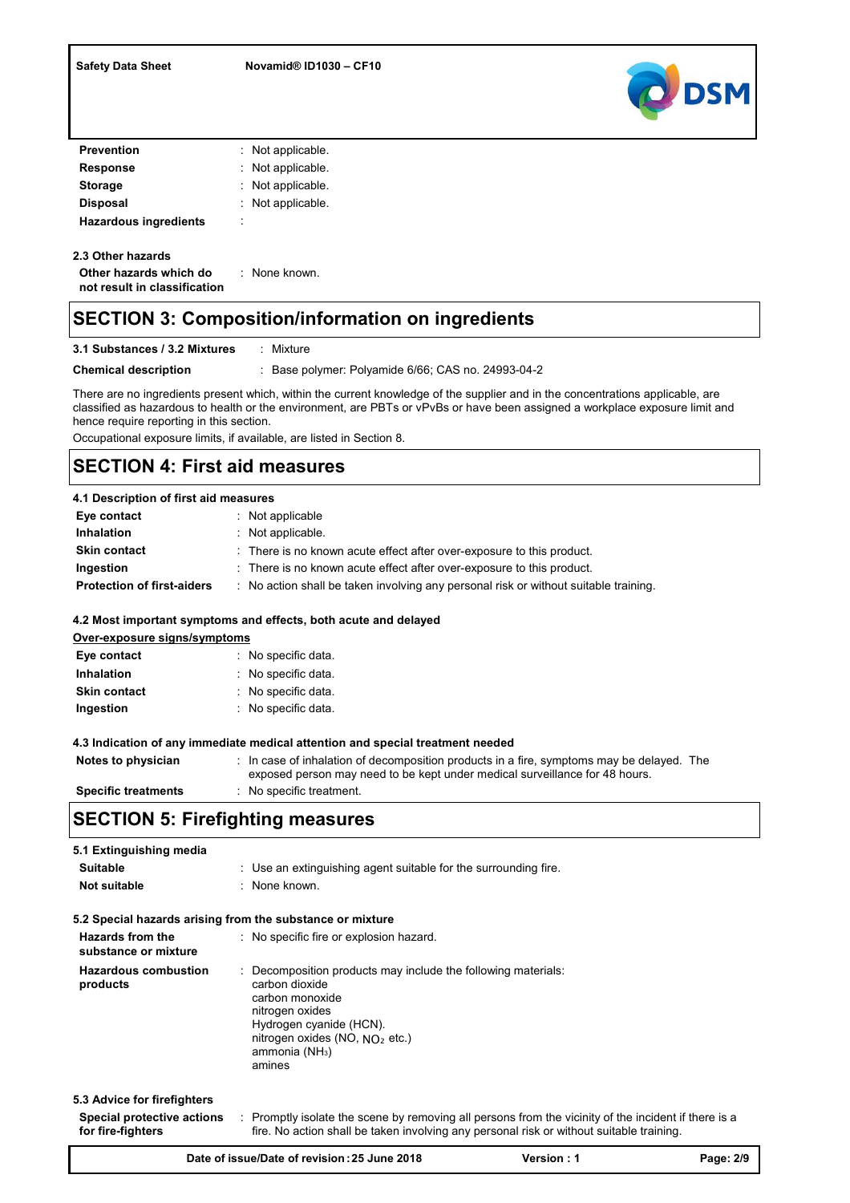| | |
|---|---|
| **Prevention** | : Not applicable. |
| **Response** | : Not applicable. |
| **Storage** | : Not applicable. |
| **Disposal** | : Not applicable. |
| **Hazardous ingredients** | : |

**2.3 Other hazards**

| | |
|---|---|
| **Other hazards which do not result in classification** | : None known. |

## SECTION 3: Composition/information on ingredients

| | |
|---|---|
| **3.1 Substances / 3.2 Mixtures** | : Mixture |
| **Chemical description** | : Base polymer: Polyamide 6/66; CAS no. 24993-04-2 |

There are no ingredients present which, within the current knowledge of the supplier and in the concentrations applicable, are classified as hazardous to health or the environment, are PBTs or vPvBs or have been assigned a workplace exposure limit and hence require reporting in this section.

Occupational exposure limits, if available, are listed in Section 8.

## SECTION 4: First aid measures

**4.1 Description of first aid measures**

| | |
|---|---|
| **Eye contact** | : Not applicable |
| **Inhalation** | : Not applicable. |
| **Skin contact** | : There is no known acute effect after over-exposure to this product. |
| **Ingestion** | : There is no known acute effect after over-exposure to this product. |
| **Protection of first-aiders** | : No action shall be taken involving any personal risk or without suitable training. |

**4.2 Most important symptoms and effects, both acute and delayed**

**Over-exposure signs/symptoms**

| | |
|---|---|
| **Eye contact** | : No specific data. |
| **Inhalation** | : No specific data. |
| **Skin contact** | : No specific data. |
| **Ingestion** | : No specific data. |

**4.3 Indication of any immediate medical attention and special treatment needed**

| | |
|---|---|
| **Notes to physician** | : In case of inhalation of decomposition products in a fire, symptoms may be delayed. The exposed person may need to be kept under medical surveillance for 48 hours. |
| **Specific treatments** | : No specific treatment. |

## SECTION 5: Firefighting measures

**5.1 Extinguishing media**

| | |
|---|---|
| **Suitable** | : Use an extinguishing agent suitable for the surrounding fire. |
| **Not suitable** | : None known. |

**5.2 Special hazards arising from the substance or mixture**

| | |
|---|---|
| **Hazards from the substance or mixture** | : No specific fire or explosion hazard. |
| **Hazardous combustion products** | : Decomposition products may include the following materials:<br>carbon dioxide<br>carbon monoxide<br>nitrogen oxides<br>Hydrogen cyanide (HCN).<br>nitrogen oxides (NO, $NO_2$ etc.)<br>ammonia ($NH_3$)<br>amines |

**5.3 Advice for firefighters**

| | |
|---|---|
| **Special protective actions for fire-fighters** | : Promptly isolate the scene by removing all persons from the vicinity of the incident if there is a fire. No action shall be taken involving any personal risk or without suitable training. |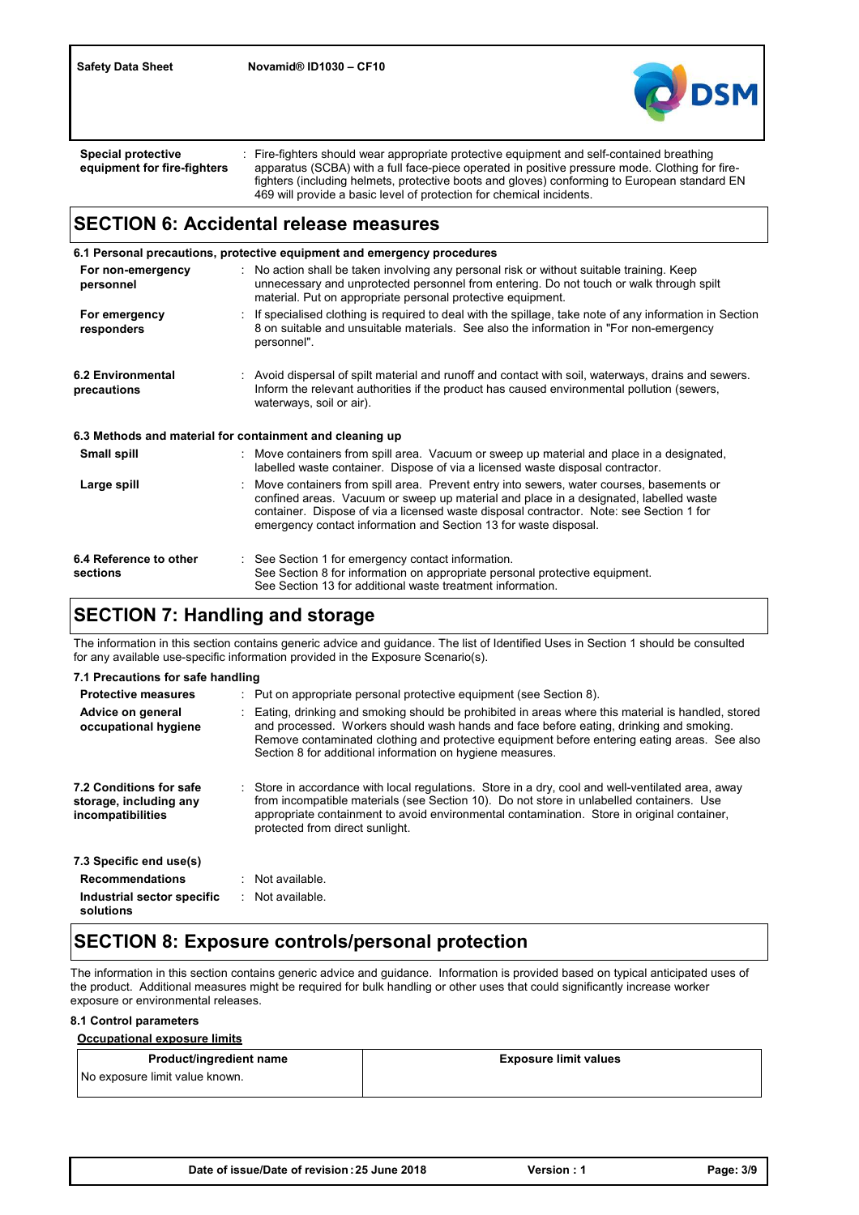**Special protective equipment for fire-fighters** : Fire-fighters should wear appropriate protective equipment and self-contained breathing apparatus (SCBA) with a full face-piece operated in positive pressure mode. Clothing for fire-fighters (including helmets, protective boots and gloves) conforming to European standard EN 469 will provide a basic level of protection for chemical incidents.

## SECTION 6: Accidental release measures

### 6.1 Personal precautions, protective equipment and emergency procedures

**For non-emergency personnel** : No action shall be taken involving any personal risk or without suitable training. Keep unnecessary and unprotected personnel from entering. Do not touch or walk through spilt material. Put on appropriate personal protective equipment.

**For emergency responders** : If specialised clothing is required to deal with the spillage, take note of any information in Section 8 on suitable and unsuitable materials. See also the information in "For non-emergency personnel".

**6.2 Environmental precautions** : Avoid dispersal of spilt material and runoff and contact with soil, waterways, drains and sewers. Inform the relevant authorities if the product has caused environmental pollution (sewers, waterways, soil or air).

### 6.3 Methods and material for containment and cleaning up

**Small spill** : Move containers from spill area. Vacuum or sweep up material and place in a designated, labelled waste container. Dispose of via a licensed waste disposal contractor.

**Large spill** : Move containers from spill area. Prevent entry into sewers, water courses, basements or confined areas. Vacuum or sweep up material and place in a designated, labelled waste container. Dispose of via a licensed waste disposal contractor. Note: see Section 1 for emergency contact information and Section 13 for waste disposal.

**6.4 Reference to other sections** : See Section 1 for emergency contact information.
See Section 8 for information on appropriate personal protective equipment.
See Section 13 for additional waste treatment information.

## SECTION 7: Handling and storage

The information in this section contains generic advice and guidance. The list of Identified Uses in Section 1 should be consulted for any available use-specific information provided in the Exposure Scenario(s).

### 7.1 Precautions for safe handling

**Protective measures** : Put on appropriate personal protective equipment (see Section 8).

**Advice on general occupational hygiene** : Eating, drinking and smoking should be prohibited in areas where this material is handled, stored and processed. Workers should wash hands and face before eating, drinking and smoking. Remove contaminated clothing and protective equipment before entering eating areas. See also Section 8 for additional information on hygiene measures.

**7.2 Conditions for safe storage, including any incompatibilities** : Store in accordance with local regulations. Store in a dry, cool and well-ventilated area, away from incompatible materials (see Section 10). Do not store in unlabelled containers. Use appropriate containment to avoid environmental contamination. Store in original container, protected from direct sunlight.

### 7.3 Specific end use(s)

**Recommendations** : Not available.

**Industrial sector specific solutions** : Not available.

## SECTION 8: Exposure controls/personal protection

The information in this section contains generic advice and guidance. Information is provided based on typical anticipated uses of the product. Additional measures might be required for bulk handling or other uses that could significantly increase worker exposure or environmental releases.

### 8.1 Control parameters

**Occupational exposure limits**

| Product/ingredient name | Exposure limit values |
|---|---|
| No exposure limit value known. | |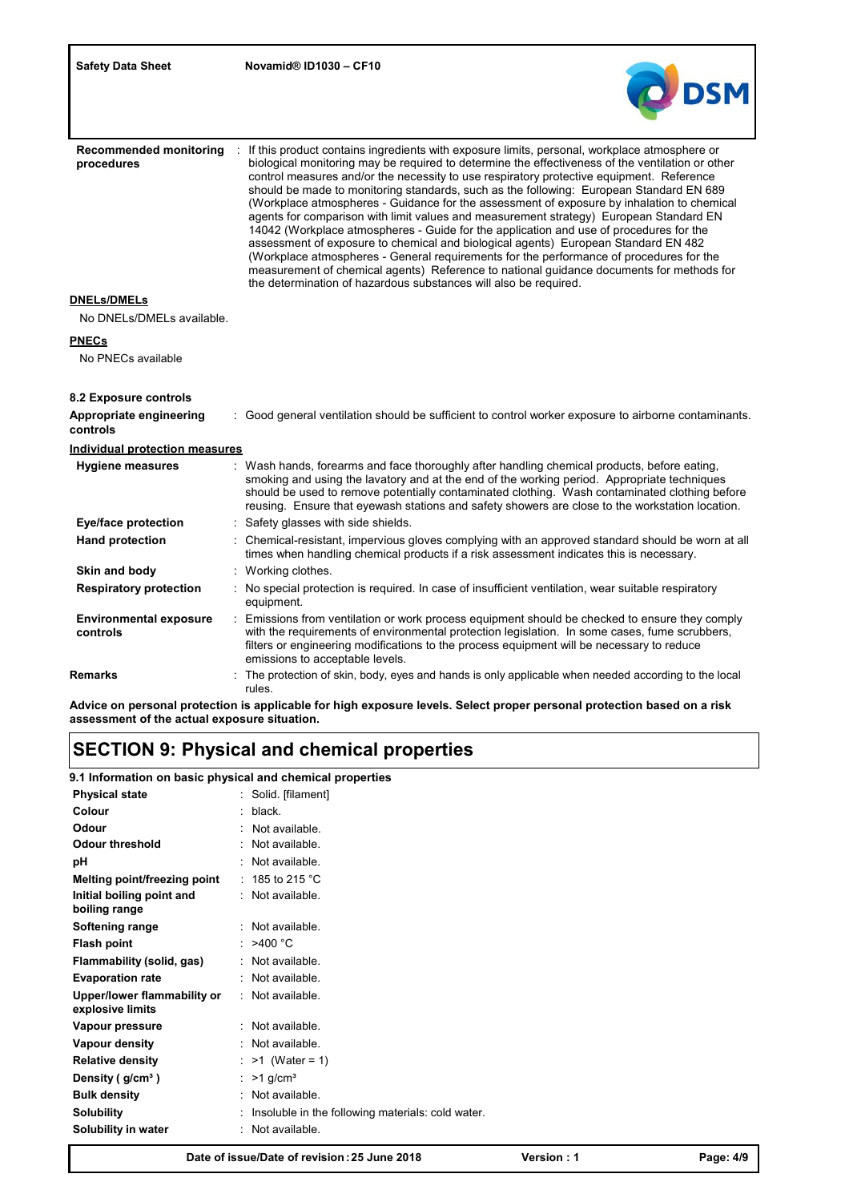| | |
|---|---|
| **Recommended monitoring procedures** | : If this product contains ingredients with exposure limits, personal, workplace atmosphere or biological monitoring may be required to determine the effectiveness of the ventilation or other control measures and/or the necessity to use respiratory protective equipment. Reference should be made to monitoring standards, such as the following: European Standard EN 689 (Workplace atmospheres - Guidance for the assessment of exposure by inhalation to chemical agents for comparison with limit values and measurement strategy) European Standard EN 14042 (Workplace atmospheres - Guide for the application and use of procedures for the assessment of exposure to chemical and biological agents) European Standard EN 482 (Workplace atmospheres - General requirements for the performance of procedures for the measurement of chemical agents) Reference to national guidance documents for methods for the determination of hazardous substances will also be required. |

**DNELs/DMELs**

No DNELs/DMELs available.

**PNECs**

No PNECs available

### 8.2 Exposure controls

| | |
|---|---|
| **Appropriate engineering controls** | : Good general ventilation should be sufficient to control worker exposure to airborne contaminants. |

**Individual protection measures**

| | |
|---|---|
| **Hygiene measures** | : Wash hands, forearms and face thoroughly after handling chemical products, before eating, smoking and using the lavatory and at the end of the working period. Appropriate techniques should be used to remove potentially contaminated clothing. Wash contaminated clothing before reusing. Ensure that eyewash stations and safety showers are close to the workstation location. |
| **Eye/face protection** | : Safety glasses with side shields. |
| **Hand protection** | : Chemical-resistant, impervious gloves complying with an approved standard should be worn at all times when handling chemical products if a risk assessment indicates this is necessary. |
| **Skin and body** | : Working clothes. |
| **Respiratory protection** | : No special protection is required. In case of insufficient ventilation, wear suitable respiratory equipment. |
| **Environmental exposure controls** | : Emissions from ventilation or work process equipment should be checked to ensure they comply with the requirements of environmental protection legislation. In some cases, fume scrubbers, filters or engineering modifications to the process equipment will be necessary to reduce emissions to acceptable levels. |
| **Remarks** | : The protection of skin, body, eyes and hands is only applicable when needed according to the local rules. |

**Advice on personal protection is applicable for high exposure levels. Select proper personal protection based on a risk assessment of the actual exposure situation.**

## SECTION 9: Physical and chemical properties

### 9.1 Information on basic physical and chemical properties

| | |
|---|---|
| **Physical state** | : Solid. [filament] |
| **Colour** | : black. |
| **Odour** | : Not available. |
| **Odour threshold** | : Not available. |
| **pH** | : Not available. |
| **Melting point/freezing point** | : 185 to 215 °C |
| **Initial boiling point and boiling range** | : Not available. |
| **Softening range** | : Not available. |
| **Flash point** | : >400 °C |
| **Flammability (solid, gas)** | : Not available. |
| **Evaporation rate** | : Not available. |
| **Upper/lower flammability or explosive limits** | : Not available. |
| **Vapour pressure** | : Not available. |
| **Vapour density** | : Not available. |
| **Relative density** | : >1 (Water = 1) |
| **Density ( g/cm³ )** | : >1 g/cm³ |
| **Bulk density** | : Not available. |
| **Solubility** | : Insoluble in the following materials: cold water. |
| **Solubility in water** | : Not available. |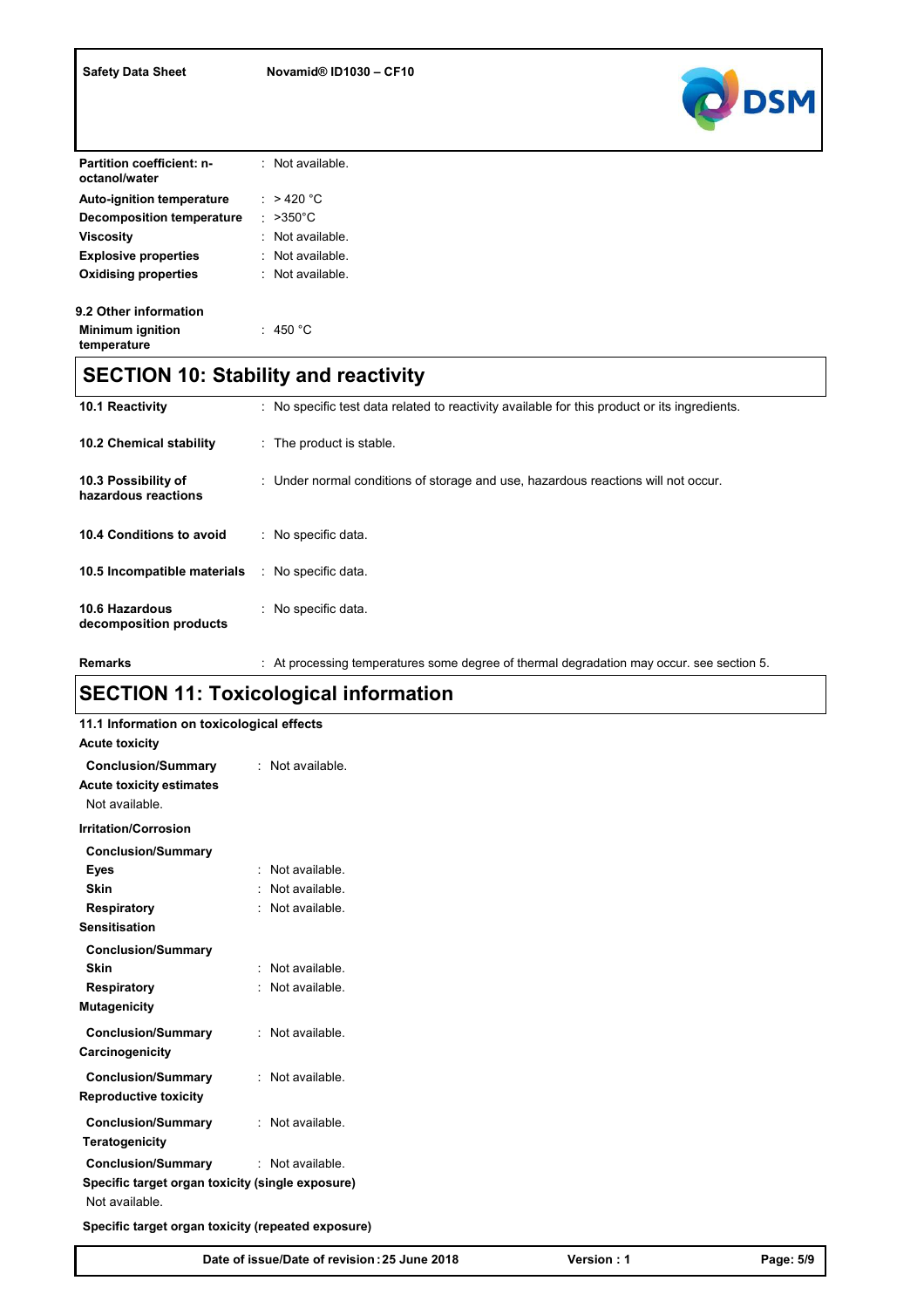| | |
|---|---|
| **Partition coefficient: n-octanol/water** | : Not available. |
| **Auto-ignition temperature** | : > 420 °C |
| **Decomposition temperature** | : >350°C |
| **Viscosity** | : Not available. |
| **Explosive properties** | : Not available. |
| **Oxidising properties** | : Not available. |

**9.2 Other information**

| | |
|---|---|
| **Minimum ignition temperature** | : 450 °C |

## SECTION 10: Stability and reactivity

| | |
|---|---|
| **10.1 Reactivity** | : No specific test data related to reactivity available for this product or its ingredients. |
| **10.2 Chemical stability** | : The product is stable. |
| **10.3 Possibility of hazardous reactions** | : Under normal conditions of storage and use, hazardous reactions will not occur. |
| **10.4 Conditions to avoid** | : No specific data. |
| **10.5 Incompatible materials** | : No specific data. |
| **10.6 Hazardous decomposition products** | : No specific data. |
| **Remarks** | : At processing temperatures some degree of thermal degradation may occur. see section 5. |

## SECTION 11: Toxicological information

**11.1 Information on toxicological effects**

**Acute toxicity**

**Conclusion/Summary** : Not available.

**Acute toxicity estimates**

Not available.

**Irritation/Corrosion**

**Conclusion/Summary**

| | |
|---|---|
| **Eyes** | : Not available. |
| **Skin** | : Not available. |
| **Respiratory** | : Not available. |

**Sensitisation**

**Conclusion/Summary**

| | |
|---|---|
| **Skin** | : Not available. |
| **Respiratory** | : Not available. |

**Mutagenicity**

**Conclusion/Summary** : Not available.

**Carcinogenicity**

**Conclusion/Summary** : Not available.

**Reproductive toxicity**

**Conclusion/Summary** : Not available.

**Teratogenicity**

**Conclusion/Summary** : Not available.

**Specific target organ toxicity (single exposure)**

Not available.

**Specific target organ toxicity (repeated exposure)**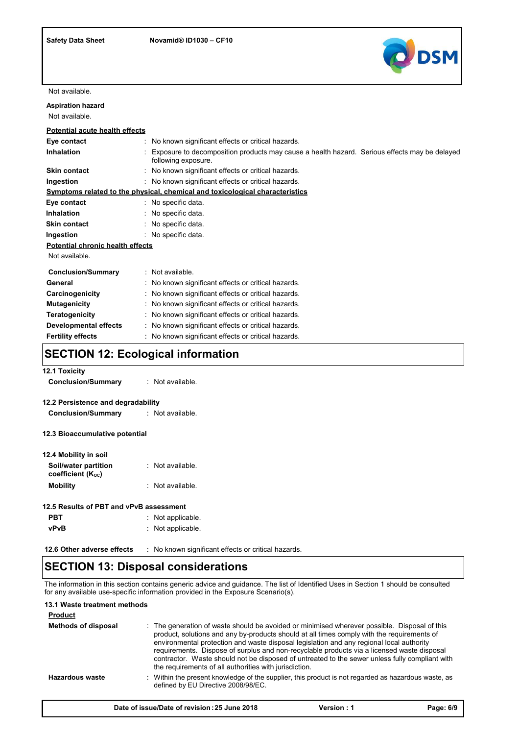Not available.

**Aspiration hazard**

Not available.

**Potential acute health effects**

| | |
|---|---|
| **Eye contact** | : No known significant effects or critical hazards. |
| **Inhalation** | : Exposure to decomposition products may cause a health hazard. Serious effects may be delayed following exposure. |
| **Skin contact** | : No known significant effects or critical hazards. |
| **Ingestion** | : No known significant effects or critical hazards. |

**Symptoms related to the physical, chemical and toxicological characteristics**

| | |
|---|---|
| **Eye contact** | : No specific data. |
| **Inhalation** | : No specific data. |
| **Skin contact** | : No specific data. |
| **Ingestion** | : No specific data. |

**Potential chronic health effects**

Not available.

| | |
|---|---|
| **Conclusion/Summary** | : Not available. |
| **General** | : No known significant effects or critical hazards. |
| **Carcinogenicity** | : No known significant effects or critical hazards. |
| **Mutagenicity** | : No known significant effects or critical hazards. |
| **Teratogenicity** | : No known significant effects or critical hazards. |
| **Developmental effects** | : No known significant effects or critical hazards. |
| **Fertility effects** | : No known significant effects or critical hazards. |

## SECTION 12: Ecological information

**12.1 Toxicity**

**Conclusion/Summary** : Not available.

**12.2 Persistence and degradability**

**Conclusion/Summary** : Not available.

**12.3 Bioaccumulative potential**

**12.4 Mobility in soil**

| | |
|---|---|
| **Soil/water partition coefficient ($K_{OC}$)** | : Not available. |
| **Mobility** | : Not available. |

**12.5 Results of PBT and vPvB assessment**

| | |
|---|---|
| **PBT** | : Not applicable. |
| **vPvB** | : Not applicable. |

**12.6 Other adverse effects** : No known significant effects or critical hazards.

## SECTION 13: Disposal considerations

The information in this section contains generic advice and guidance. The list of Identified Uses in Section 1 should be consulted for any available use-specific information provided in the Exposure Scenario(s).

**13.1 Waste treatment methods**

**Product**

| | |
|---|---|
| **Methods of disposal** | : The generation of waste should be avoided or minimised wherever possible. Disposal of this product, solutions and any by-products should at all times comply with the requirements of environmental protection and waste disposal legislation and any regional local authority requirements. Dispose of surplus and non-recyclable products via a licensed waste disposal contractor. Waste should not be disposed of untreated to the sewer unless fully compliant with the requirements of all authorities with jurisdiction. |
| **Hazardous waste** | : Within the present knowledge of the supplier, this product is not regarded as hazardous waste, as defined by EU Directive 2008/98/EC. |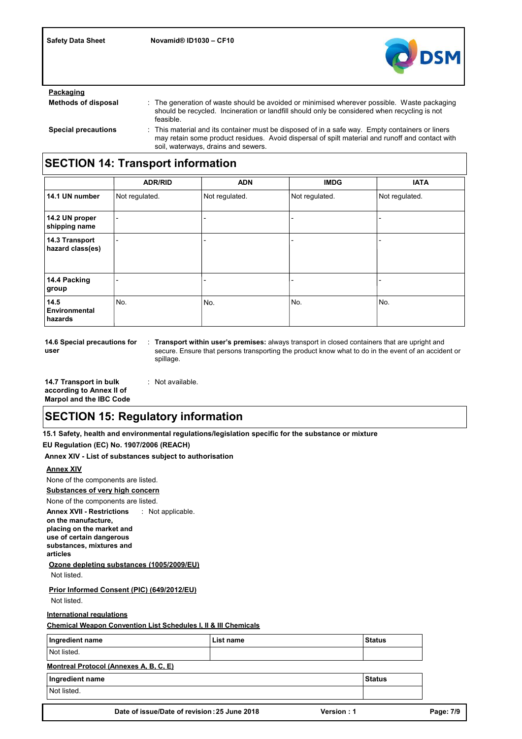**Packaging**

**Methods of disposal** : The generation of waste should be avoided or minimised wherever possible. Waste packaging should be recycled. Incineration or landfill should only be considered when recycling is not feasible.

**Special precautions** : This material and its container must be disposed of in a safe way. Empty containers or liners may retain some product residues. Avoid dispersal of spilt material and runoff and contact with soil, waterways, drains and sewers.

## SECTION 14: Transport information

| | ADR/RID | ADN | IMDG | IATA |
|---|---|---|---|---|
| **14.1 UN number** | Not regulated. | Not regulated. | Not regulated. | Not regulated. |
| **14.2 UN proper shipping name** | - | - | - | - |
| **14.3 Transport hazard class(es)** | - | - | - | - |
| **14.4 Packing group** | - | - | - | - |
| **14.5 Environmental hazards** | No. | No. | No. | No. |

**14.6 Special precautions for user** : **Transport within user's premises:** always transport in closed containers that are upright and secure. Ensure that persons transporting the product know what to do in the event of an accident or spillage.

**14.7 Transport in bulk according to Annex II of Marpol and the IBC Code** : Not available.

## SECTION 15: Regulatory information

**15.1 Safety, health and environmental regulations/legislation specific for the substance or mixture**

**EU Regulation (EC) No. 1907/2006 (REACH)**

**Annex XIV - List of substances subject to authorisation**

**Annex XIV**

None of the components are listed.

**Substances of very high concern**

None of the components are listed.

**Annex XVII - Restrictions on the manufacture, placing on the market and use of certain dangerous substances, mixtures and articles** : Not applicable.

**Ozone depleting substances (1005/2009/EU)**

Not listed.

**Prior Informed Consent (PIC) (649/2012/EU)**

Not listed.

**International regulations**

**Chemical Weapon Convention List Schedules I, II & III Chemicals**

| Ingredient name | List name | Status |
|---|---|---|
| Not listed. | | |

**Montreal Protocol (Annexes A, B, C, E)**

| Ingredient name | Status |
|---|---|
| Not listed. | |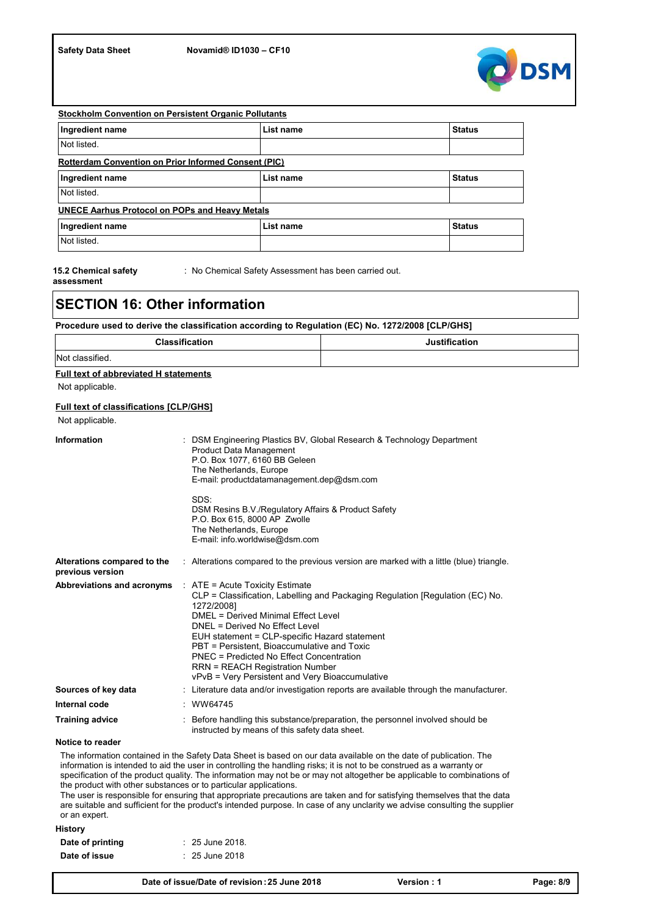**Stockholm Convention on Persistent Organic Pollutants**

| Ingredient name | List name | Status |
|---|---|---|
| Not listed. | | |

**Rotterdam Convention on Prior Informed Consent (PIC)**

| Ingredient name | List name | Status |
|---|---|---|
| Not listed. | | |

**UNECE Aarhus Protocol on POPs and Heavy Metals**

| Ingredient name | List name | Status |
|---|---|---|
| Not listed. | | |

**15.2 Chemical safety assessment** : No Chemical Safety Assessment has been carried out.

# SECTION 16: Other information

**Procedure used to derive the classification according to Regulation (EC) No. 1272/2008 [CLP/GHS]**

| Classification | Justification |
|---|---|
| Not classified. | |

**Full text of abbreviated H statements**

Not applicable.

**Full text of classifications [CLP/GHS]**

Not applicable.

**Information** : DSM Engineering Plastics BV, Global Research & Technology Department
Product Data Management
P.O. Box 1077, 6160 BB Geleen
The Netherlands, Europe
E-mail: productdatamanagement.dep@dsm.com

SDS:
DSM Resins B.V./Regulatory Affairs & Product Safety
P.O. Box 615, 8000 AP Zwolle
The Netherlands, Europe
E-mail: info.worldwise@dsm.com

**Alterations compared to the previous version** : Alterations compared to the previous version are marked with a little (blue) triangle.

**Abbreviations and acronyms** :
ATE = Acute Toxicity Estimate
CLP = Classification, Labelling and Packaging Regulation [Regulation (EC) No. 1272/2008]
DMEL = Derived Minimal Effect Level
DNEL = Derived No Effect Level
EUH statement = CLP-specific Hazard statement
PBT = Persistent, Bioaccumulative and Toxic
PNEC = Predicted No Effect Concentration
RRN = REACH Registration Number
vPvB = Very Persistent and Very Bioaccumulative

**Sources of key data** : Literature data and/or investigation reports are available through the manufacturer.

**Internal code** : WW64745

**Training advice** : Before handling this substance/preparation, the personnel involved should be instructed by means of this safety data sheet.

**Notice to reader**

The information contained in the Safety Data Sheet is based on our data available on the date of publication. The information is intended to aid the user in controlling the handling risks; it is not to be construed as a warranty or specification of the product quality. The information may not be or may not altogether be applicable to combinations of the product with other substances or to particular applications.
The user is responsible for ensuring that appropriate precautions are taken and for satisfying themselves that the data are suitable and sufficient for the product's intended purpose. In case of any unclarity we advise consulting the supplier or an expert.

**History**

**Date of printing** : 25 June 2018.

**Date of issue** : 25 June 2018